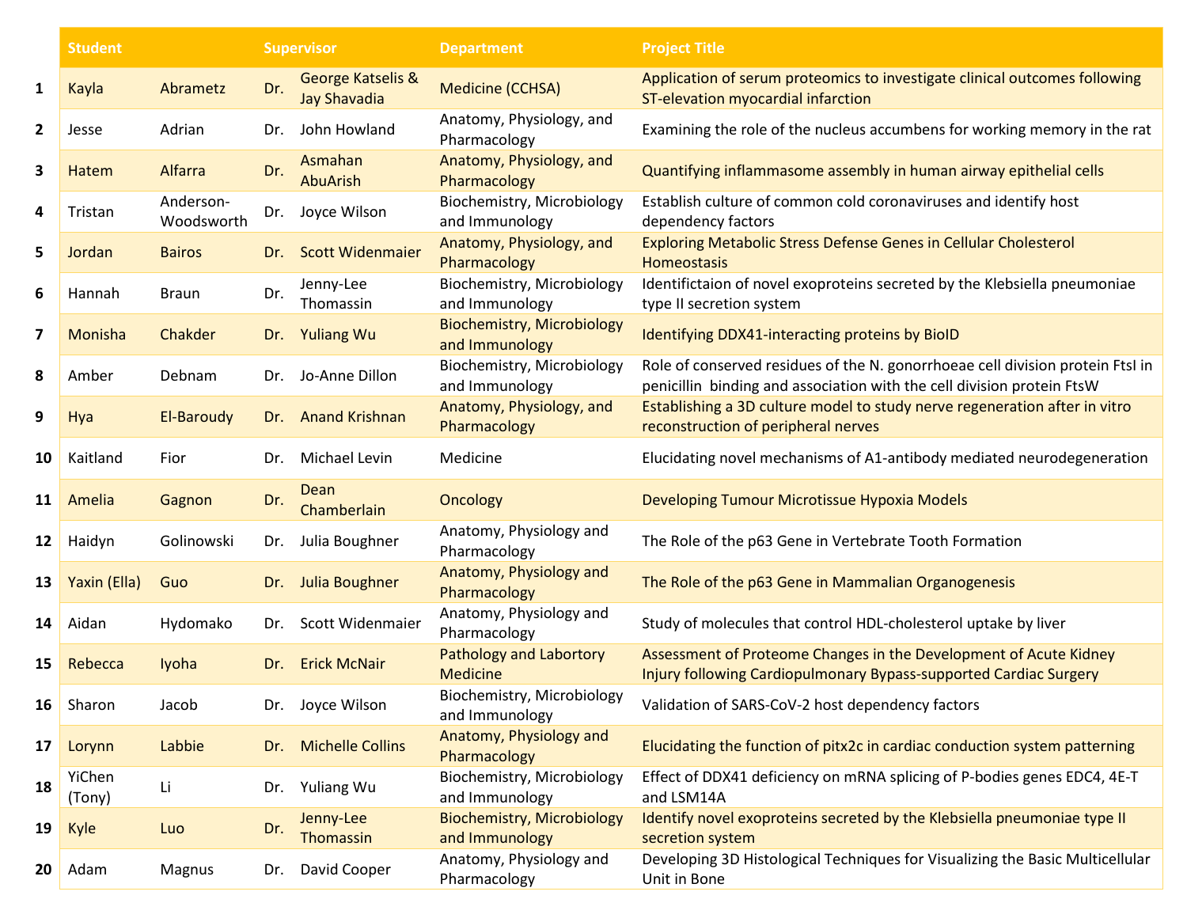| | Student | | Supervisor | | Department | Project Title |
|---|---|---|---|---|---|---|
| 1 | Kayla | Abrametz | Dr. | George Katselis & Jay Shavadia | Medicine (CCHSA) | Application of serum proteomics to investigate clinical outcomes following ST-elevation myocardial infarction |
| 2 | Jesse | Adrian | Dr. | John Howland | Anatomy, Physiology, and Pharmacology | Examining the role of the nucleus accumbens for working memory in the rat |
| 3 | Hatem | Alfarra | Dr. | Asmahan AbuArish | Anatomy, Physiology, and Pharmacology | Quantifying inflammasome assembly in human airway epithelial cells |
| 4 | Tristan | Anderson-Woodsworth | Dr. | Joyce Wilson | Biochemistry, Microbiology and Immunology | Establish culture of common cold coronaviruses and identify host dependency factors |
| 5 | Jordan | Bairos | Dr. | Scott Widenmaier | Anatomy, Physiology, and Pharmacology | Exploring Metabolic Stress Defense Genes in Cellular Cholesterol Homeostasis |
| 6 | Hannah | Braun | Dr. | Jenny-Lee Thomassin | Biochemistry, Microbiology and Immunology | Identifictaion of novel exoproteins secreted by the Klebsiella pneumoniae type II secretion system |
| 7 | Monisha | Chakder | Dr. | Yuliang Wu | Biochemistry, Microbiology and Immunology | Identifying DDX41-interacting proteins by BioID |
| 8 | Amber | Debnam | Dr. | Jo-Anne Dillon | Biochemistry, Microbiology and Immunology | Role of conserved residues of the N. gonorrhoeae cell division protein FtsI in penicillin binding and association with the cell division protein FtsW |
| 9 | Hya | El-Baroudy | Dr. | Anand Krishnan | Anatomy, Physiology, and Pharmacology | Establishing a 3D culture model to study nerve regeneration after in vitro reconstruction of peripheral nerves |
| 10 | Kaitland | Fior | Dr. | Michael Levin | Medicine | Elucidating novel mechanisms of A1-antibody mediated neurodegeneration |
| 11 | Amelia | Gagnon | Dr. | Dean Chamberlain | Oncology | Developing Tumour Microtissue Hypoxia Models |
| 12 | Haidyn | Golinowski | Dr. | Julia Boughner | Anatomy, Physiology and Pharmacology | The Role of the p63 Gene in Vertebrate Tooth Formation |
| 13 | Yaxin (Ella) | Guo | Dr. | Julia Boughner | Anatomy, Physiology and Pharmacology | The Role of the p63 Gene in Mammalian Organogenesis |
| 14 | Aidan | Hydomako | Dr. | Scott Widenmaier | Anatomy, Physiology and Pharmacology | Study of molecules that control HDL-cholesterol uptake by liver |
| 15 | Rebecca | Iyoha | Dr. | Erick McNair | Pathology and Labortory Medicine | Assessment of Proteome Changes in the Development of Acute Kidney Injury following Cardiopulmonary Bypass-supported Cardiac Surgery |
| 16 | Sharon | Jacob | Dr. | Joyce Wilson | Biochemistry, Microbiology and Immunology | Validation of SARS-CoV-2 host dependency factors |
| 17 | Lorynn | Labbie | Dr. | Michelle Collins | Anatomy, Physiology and Pharmacology | Elucidating the function of pitx2c in cardiac conduction system patterning |
| 18 | YiChen (Tony) | Li | Dr. | Yuliang Wu | Biochemistry, Microbiology and Immunology | Effect of DDX41 deficiency on mRNA splicing of P-bodies genes EDC4, 4E-T and LSM14A |
| 19 | Kyle | Luo | Dr. | Jenny-Lee Thomassin | Biochemistry, Microbiology and Immunology | Identify novel exoproteins secreted by the Klebsiella pneumoniae type II secretion system |
| 20 | Adam | Magnus | Dr. | David Cooper | Anatomy, Physiology and Pharmacology | Developing 3D Histological Techniques for Visualizing the Basic Multicellular Unit in Bone |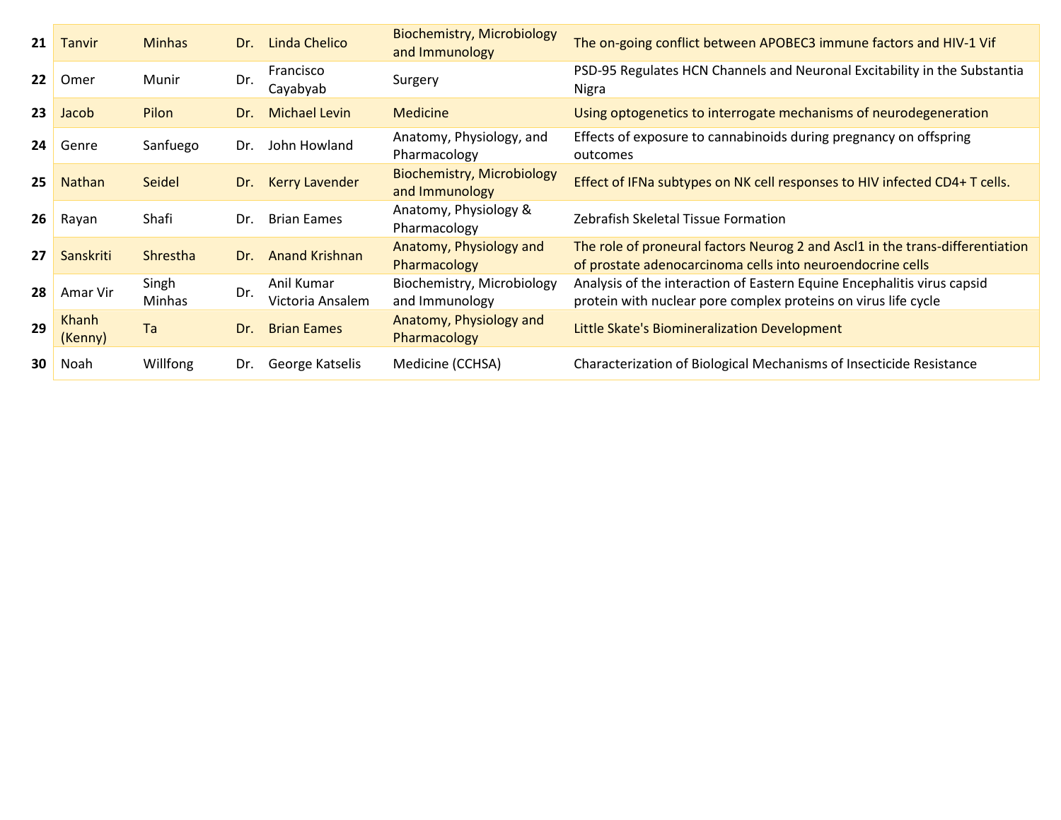| | | | | | | |
|---|---|---|---|---|---|---|
| 21 | Tanvir | Minhas | Dr. | Linda Chelico | Biochemistry, Microbiology and Immunology | The on-going conflict between APOBEC3 immune factors and HIV-1 Vif |
| 22 | Omer | Munir | Dr. | Francisco Cayabyab | Surgery | PSD-95 Regulates HCN Channels and Neuronal Excitability in the Substantia Nigra |
| 23 | Jacob | Pilon | Dr. | Michael Levin | Medicine | Using optogenetics to interrogate mechanisms of neurodegeneration |
| 24 | Genre | Sanfuego | Dr. | John Howland | Anatomy, Physiology, and Pharmacology | Effects of exposure to cannabinoids during pregnancy on offspring outcomes |
| 25 | Nathan | Seidel | Dr. | Kerry Lavender | Biochemistry, Microbiology and Immunology | Effect of IFNa subtypes on NK cell responses to HIV infected CD4+ T cells. |
| 26 | Rayan | Shafi | Dr. | Brian Eames | Anatomy, Physiology & Pharmacology | Zebrafish Skeletal Tissue Formation |
| 27 | Sanskriti | Shrestha | Dr. | Anand Krishnan | Anatomy, Physiology and Pharmacology | The role of proneural factors Neurog 2 and Ascl1 in the trans-differentiation of prostate adenocarcinoma cells into neuroendocrine cells |
| 28 | Amar Vir | Singh Minhas | Dr. | Anil Kumar Victoria Ansalem | Biochemistry, Microbiology and Immunology | Analysis of the interaction of Eastern Equine Encephalitis virus capsid protein with nuclear pore complex proteins on virus life cycle |
| 29 | Khanh (Kenny) | Ta | Dr. | Brian Eames | Anatomy, Physiology and Pharmacology | Little Skate's Biomineralization Development |
| 30 | Noah | Willfong | Dr. | George Katselis | Medicine (CCHSA) | Characterization of Biological Mechanisms of Insecticide Resistance |